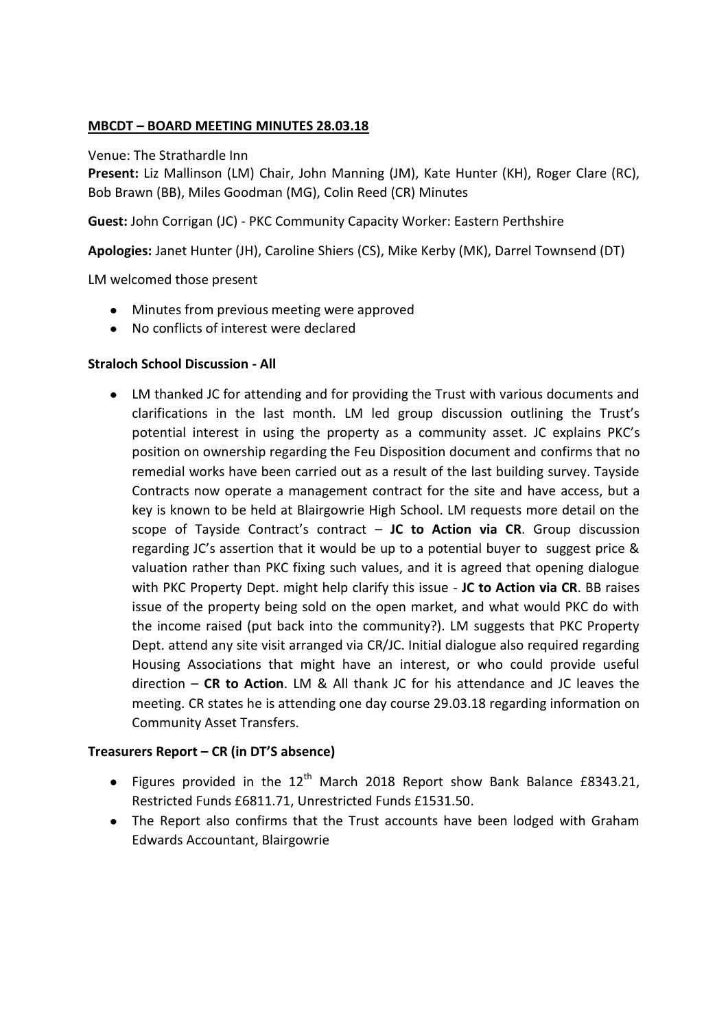**MBCDT – BOARD MEETING MINUTES 28.03.18**

Venue: The Strathardle Inn

**Present:** Liz Mallinson (LM) Chair, John Manning (JM), Kate Hunter (KH), Roger Clare (RC), Bob Brawn (BB), Miles Goodman (MG), Colin Reed (CR) Minutes

**Guest:** John Corrigan (JC) - PKC Community Capacity Worker: Eastern Perthshire

**Apologies:** Janet Hunter (JH), Caroline Shiers (CS), Mike Kerby (MK), Darrel Townsend (DT)

LM welcomed those present

- Minutes from previous meeting were approved
- No conflicts of interest were declared

**Straloch School Discussion - All**

- LM thanked JC for attending and for providing the Trust with various documents and clarifications in the last month. LM led group discussion outlining the Trust's potential interest in using the property as a community asset. JC explains PKC's position on ownership regarding the Feu Disposition document and confirms that no remedial works have been carried out as a result of the last building survey. Tayside Contracts now operate a management contract for the site and have access, but a key is known to be held at Blairgowrie High School. LM requests more detail on the scope of Tayside Contract's contract – **JC to Action via CR**. Group discussion regarding JC's assertion that it would be up to a potential buyer to suggest price & valuation rather than PKC fixing such values, and it is agreed that opening dialogue with PKC Property Dept. might help clarify this issue - **JC to Action via CR**. BB raises issue of the property being sold on the open market, and what would PKC do with the income raised (put back into the community?). LM suggests that PKC Property Dept. attend any site visit arranged via CR/JC. Initial dialogue also required regarding Housing Associations that might have an interest, or who could provide useful direction – **CR to Action**. LM & All thank JC for his attendance and JC leaves the meeting. CR states he is attending one day course 29.03.18 regarding information on Community Asset Transfers.

**Treasurers Report – CR (in DT'S absence)**

- Figures provided in the 12th March 2018 Report show Bank Balance £8343.21, Restricted Funds £6811.71, Unrestricted Funds £1531.50.
- The Report also confirms that the Trust accounts have been lodged with Graham Edwards Accountant, Blairgowrie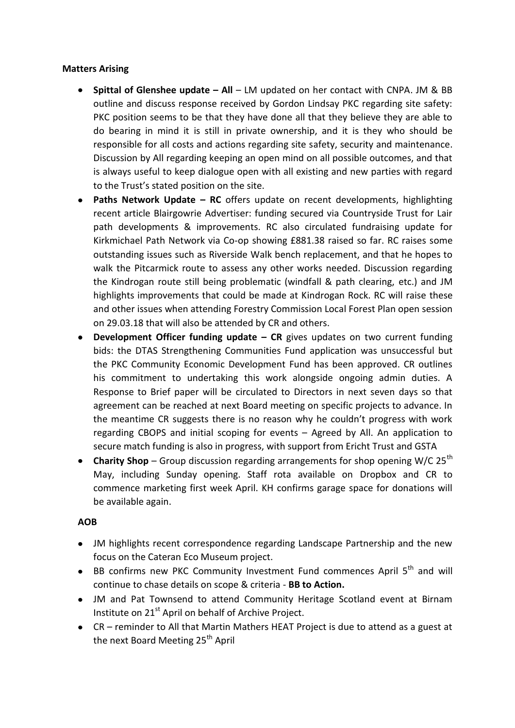**Matters Arising**

- **Spittal of Glenshee update – All** – LM updated on her contact with CNPA. JM & BB outline and discuss response received by Gordon Lindsay PKC regarding site safety: PKC position seems to be that they have done all that they believe they are able to do bearing in mind it is still in private ownership, and it is they who should be responsible for all costs and actions regarding site safety, security and maintenance. Discussion by All regarding keeping an open mind on all possible outcomes, and that is always useful to keep dialogue open with all existing and new parties with regard to the Trust's stated position on the site.
- **Paths Network Update – RC** offers update on recent developments, highlighting recent article Blairgowrie Advertiser: funding secured via Countryside Trust for Lair path developments & improvements. RC also circulated fundraising update for Kirkmichael Path Network via Co-op showing £881.38 raised so far. RC raises some outstanding issues such as Riverside Walk bench replacement, and that he hopes to walk the Pitcarmick route to assess any other works needed. Discussion regarding the Kindrogan route still being problematic (windfall & path clearing, etc.) and JM highlights improvements that could be made at Kindrogan Rock. RC will raise these and other issues when attending Forestry Commission Local Forest Plan open session on 29.03.18 that will also be attended by CR and others.
- **Development Officer funding update – CR** gives updates on two current funding bids: the DTAS Strengthening Communities Fund application was unsuccessful but the PKC Community Economic Development Fund has been approved. CR outlines his commitment to undertaking this work alongside ongoing admin duties. A Response to Brief paper will be circulated to Directors in next seven days so that agreement can be reached at next Board meeting on specific projects to advance. In the meantime CR suggests there is no reason why he couldn't progress with work regarding CBOPS and initial scoping for events – Agreed by All. An application to secure match funding is also in progress, with support from Ericht Trust and GSTA
- **Charity Shop** – Group discussion regarding arrangements for shop opening W/C 25th May, including Sunday opening. Staff rota available on Dropbox and CR to commence marketing first week April. KH confirms garage space for donations will be available again.

**AOB**

- JM highlights recent correspondence regarding Landscape Partnership and the new focus on the Cateran Eco Museum project.
- BB confirms new PKC Community Investment Fund commences April 5th and will continue to chase details on scope & criteria - **BB to Action.**
- JM and Pat Townsend to attend Community Heritage Scotland event at Birnam Institute on 21st April on behalf of Archive Project.
- CR – reminder to All that Martin Mathers HEAT Project is due to attend as a guest at the next Board Meeting 25th April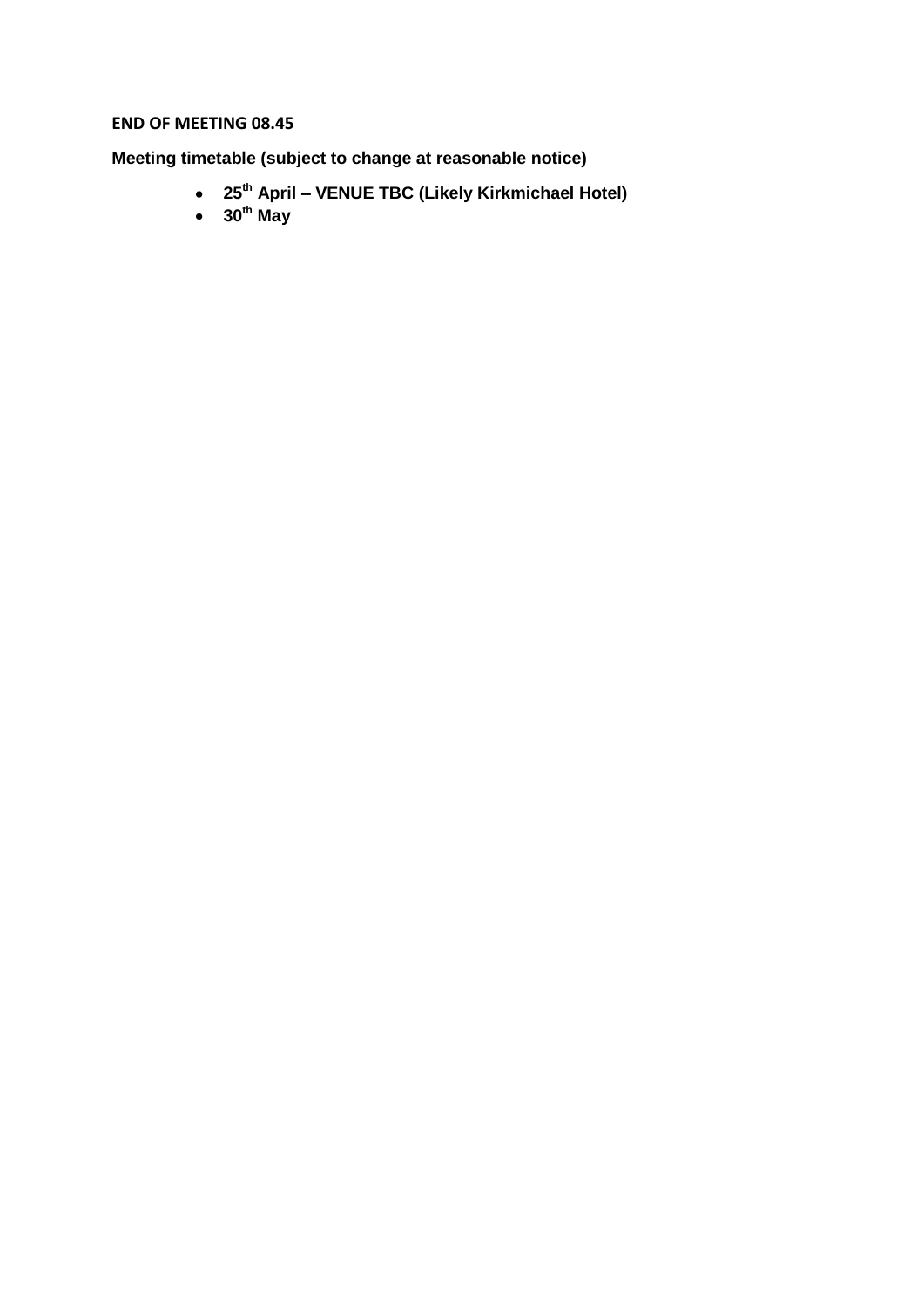**END OF MEETING 08.45**

**Meeting timetable (subject to change at reasonable notice)**

- **25th April – VENUE TBC (Likely Kirkmichael Hotel)**
- **30th May**